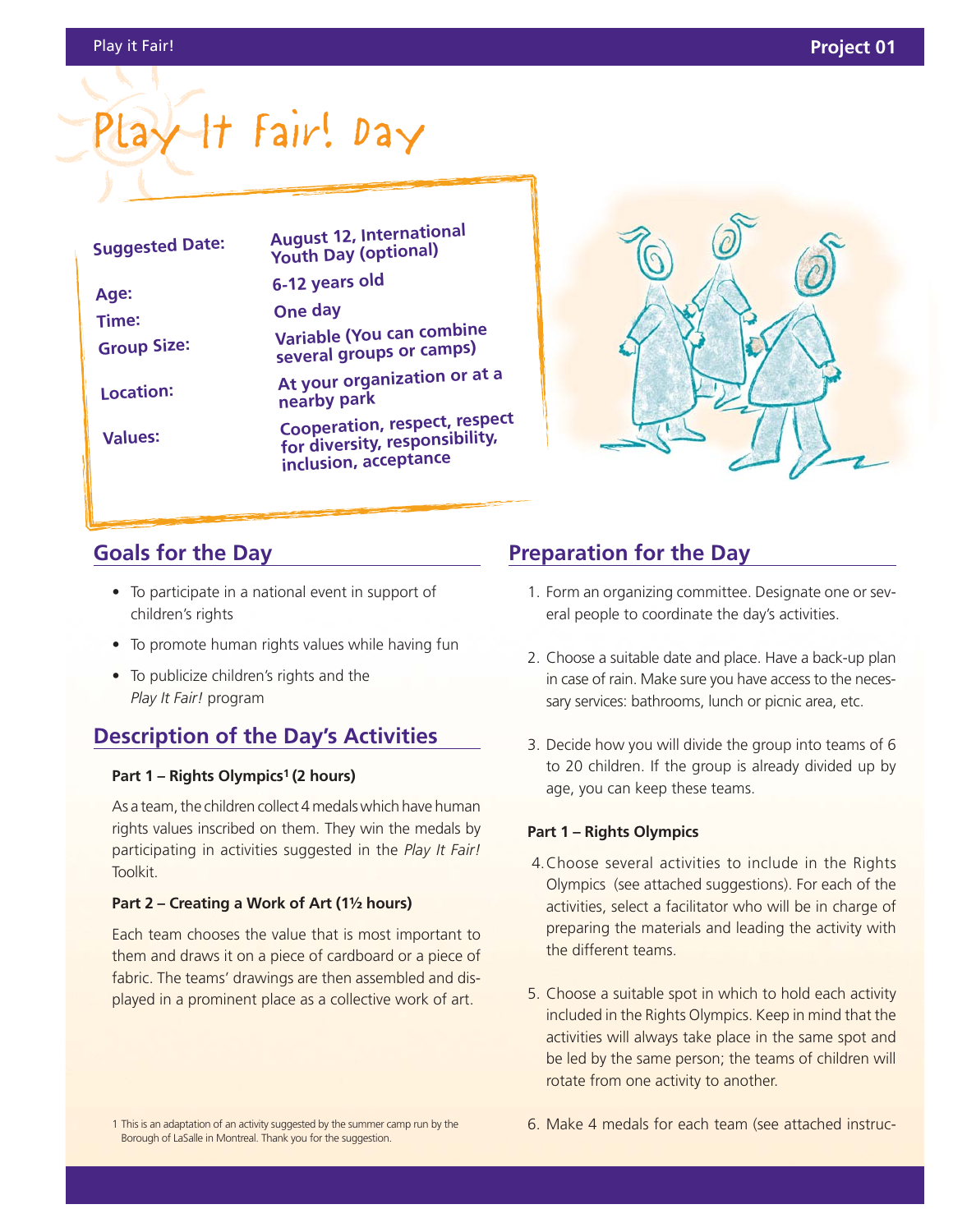# Play It Fair! Day

| | |
|---|---|
| **Suggested Date:** | **August 12, International Youth Day (optional)** |
| **Age:** | **6-12 years old** |
| **Time:** | **One day** |
| **Group Size:** | **Variable (You can combine several groups or camps)** |
| **Location:** | **At your organization or at a nearby park** |
| **Values:** | **Cooperation, respect, respect for diversity, responsibility, inclusion, acceptance** |

## Goals for the Day

- To participate in a national event in support of children's rights
- To promote human rights values while having fun
- To publicize children's rights and the *Play It Fair!* program

## Description of the Day's Activities

**Part 1 – Rights Olympics[1] (2 hours)**

As a team, the children collect 4 medals which have human rights values inscribed on them. They win the medals by participating in activities suggested in the *Play It Fair!* Toolkit.

**Part 2 – Creating a Work of Art (1½ hours)**

Each team chooses the value that is most important to them and draws it on a piece of cardboard or a piece of fabric. The teams' drawings are then assembled and displayed in a prominent place as a collective work of art.

1 This is an adaptation of an activity suggested by the summer camp run by the Borough of LaSalle in Montreal. Thank you for the suggestion.

## Preparation for the Day

1. Form an organizing committee. Designate one or several people to coordinate the day's activities.
2. Choose a suitable date and place. Have a back-up plan in case of rain. Make sure you have access to the necessary services: bathrooms, lunch or picnic area, etc.
3. Decide how you will divide the group into teams of 6 to 20 children. If the group is already divided up by age, you can keep these teams.

**Part 1 – Rights Olympics**

4. Choose several activities to include in the Rights Olympics (see attached suggestions). For each of the activities, select a facilitator who will be in charge of preparing the materials and leading the activity with the different teams.
5. Choose a suitable spot in which to hold each activity included in the Rights Olympics. Keep in mind that the activities will always take place in the same spot and be led by the same person; the teams of children will rotate from one activity to another.
6. Make 4 medals for each team (see attached instruc-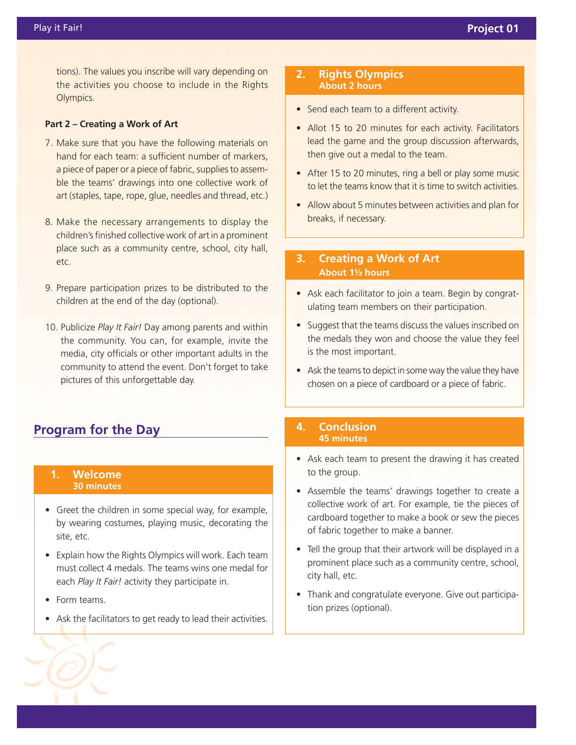tions). The values you inscribe will vary depending on the activities you choose to include in the Rights Olympics.

**Part 2 – Creating a Work of Art**

7. Make sure that you have the following materials on hand for each team: a sufficient number of markers, a piece of paper or a piece of fabric, supplies to assemble the teams' drawings into one collective work of art (staples, tape, rope, glue, needles and thread, etc.)

8. Make the necessary arrangements to display the children's finished collective work of art in a prominent place such as a community centre, school, city hall, etc.

9. Prepare participation prizes to be distributed to the children at the end of the day (optional).

10. Publicize *Play It Fair!* Day among parents and within the community. You can, for example, invite the media, city officials or other important adults in the community to attend the event. Don't forget to take pictures of this unforgettable day.

## Program for the Day

### 1. Welcome
**30 minutes**

- Greet the children in some special way, for example, by wearing costumes, playing music, decorating the site, etc.
- Explain how the Rights Olympics will work. Each team must collect 4 medals. The teams wins one medal for each *Play It Fair!* activity they participate in.
- Form teams.
- Ask the facilitators to get ready to lead their activities.

### 2. Rights Olympics
**About 2 hours**

- Send each team to a different activity.
- Allot 15 to 20 minutes for each activity. Facilitators lead the game and the group discussion afterwards, then give out a medal to the team.
- After 15 to 20 minutes, ring a bell or play some music to let the teams know that it is time to switch activities.
- Allow about 5 minutes between activities and plan for breaks, if necessary.

### 3. Creating a Work of Art
**About 1½ hours**

- Ask each facilitator to join a team. Begin by congratulating team members on their participation.
- Suggest that the teams discuss the values inscribed on the medals they won and choose the value they feel is the most important.
- Ask the teams to depict in some way the value they have chosen on a piece of cardboard or a piece of fabric.

### 4. Conclusion
**45 minutes**

- Ask each team to present the drawing it has created to the group.
- Assemble the teams' drawings together to create a collective work of art. For example, tie the pieces of cardboard together to make a book or sew the pieces of fabric together to make a banner.
- Tell the group that their artwork will be displayed in a prominent place such as a community centre, school, city hall, etc.
- Thank and congratulate everyone. Give out participation prizes (optional).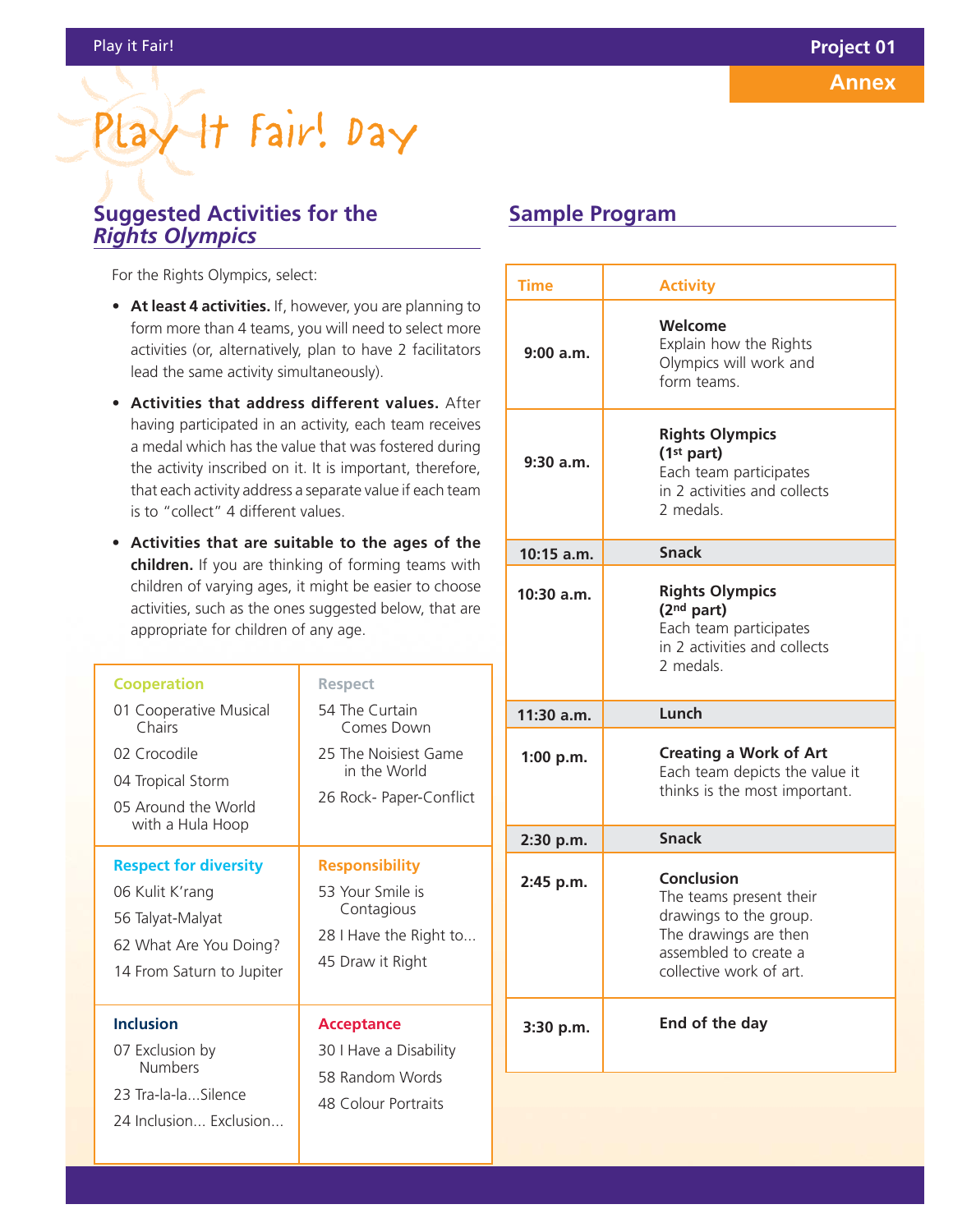# Play It Fair! Day

## Suggested Activities for the *Rights Olympics*

For the Rights Olympics, select:

- **At least 4 activities.** If, however, you are planning to form more than 4 teams, you will need to select more activities (or, alternatively, plan to have 2 facilitators lead the same activity simultaneously).
- **Activities that address different values.** After having participated in an activity, each team receives a medal which has the value that was fostered during the activity inscribed on it. It is important, therefore, that each activity address a separate value if each team is to "collect" 4 different values.
- **Activities that are suitable to the ages of the children.** If you are thinking of forming teams with children of varying ages, it might be easier to choose activities, such as the ones suggested below, that are appropriate for children of any age.

| Cooperation | Respect |
|---|---|
| 01 Cooperative Musical Chairs<br>02 Crocodile<br>04 Tropical Storm<br>05 Around the World with a Hula Hoop | 54 The Curtain Comes Down<br>25 The Noisiest Game in the World<br>26 Rock- Paper-Conflict |
| **Respect for diversity** | **Responsibility** |
| 06 Kulit K'rang<br>56 Talyat-Malyat<br>62 What Are You Doing?<br>14 From Saturn to Jupiter | 53 Your Smile is Contagious<br>28 I Have the Right to...<br>45 Draw it Right |
| **Inclusion** | **Acceptance** |
| 07 Exclusion by Numbers<br>23 Tra-la-la...Silence<br>24 Inclusion... Exclusion... | 30 I Have a Disability<br>58 Random Words<br>48 Colour Portraits |

## Sample Program

| Time | Activity |
|---|---|
| 9:00 a.m. | **Welcome**<br>Explain how the Rights Olympics will work and form teams. |
| 9:30 a.m. | **Rights Olympics (1st part)**<br>Each team participates in 2 activities and collects 2 medals. |
| 10:15 a.m. | **Snack** |
| 10:30 a.m. | **Rights Olympics (2nd part)**<br>Each team participates in 2 activities and collects 2 medals. |
| 11:30 a.m. | **Lunch** |
| 1:00 p.m. | **Creating a Work of Art**<br>Each team depicts the value it thinks is the most important. |
| 2:30 p.m. | **Snack** |
| 2:45 p.m. | **Conclusion**<br>The teams present their drawings to the group. The drawings are then assembled to create a collective work of art. |
| 3:30 p.m. | **End of the day** |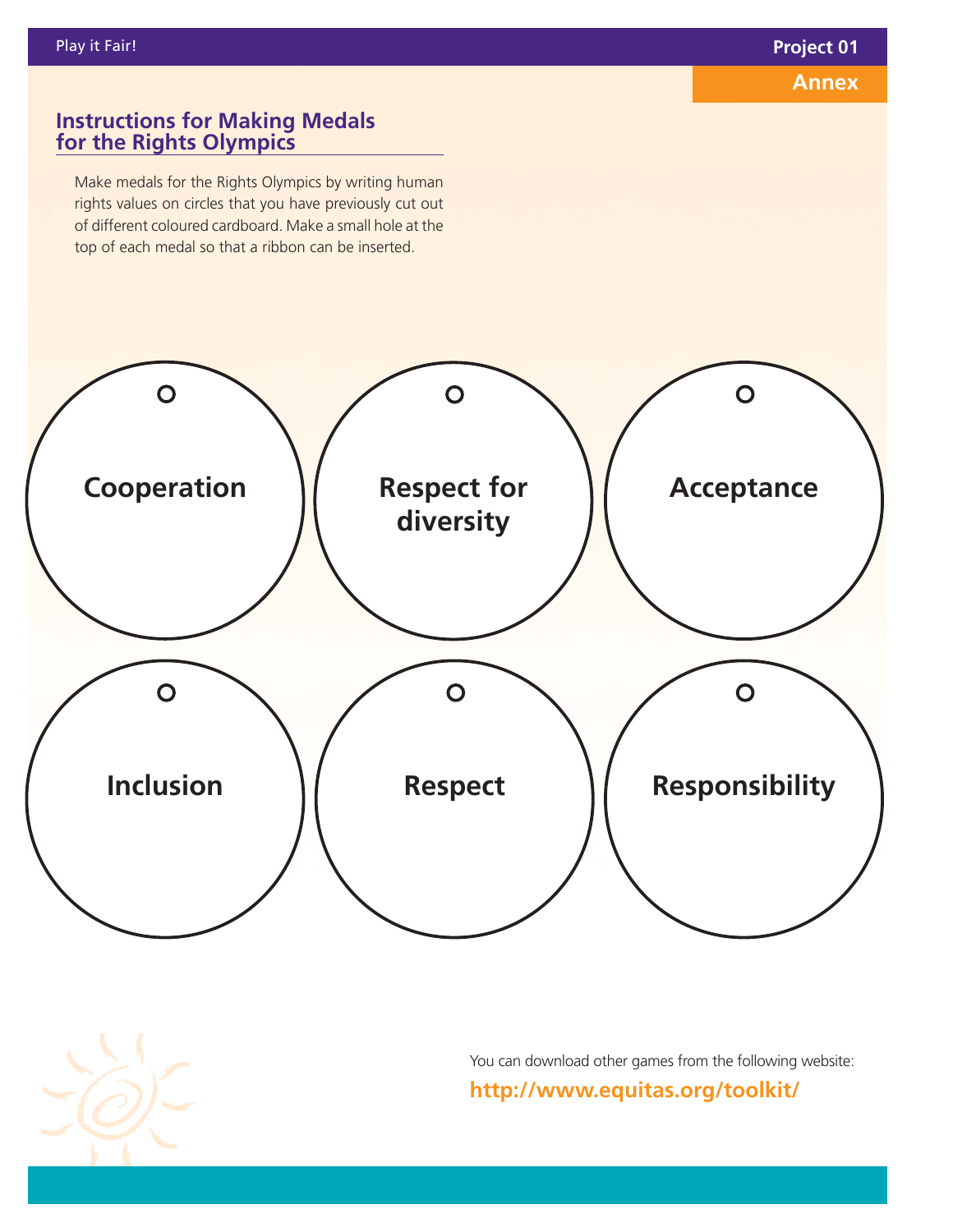## Annex

## Instructions for Making Medals for the Rights Olympics

Make medals for the Rights Olympics by writing human rights values on circles that you have previously cut out of different coloured cardboard. Make a small hole at the top of each medal so that a ribbon can be inserted.

**Cooperation**

**Respect for diversity**

**Acceptance**

**Inclusion**

**Respect**

**Responsibility**

You can download other games from the following website:

**http://www.equitas.org/toolkit/**